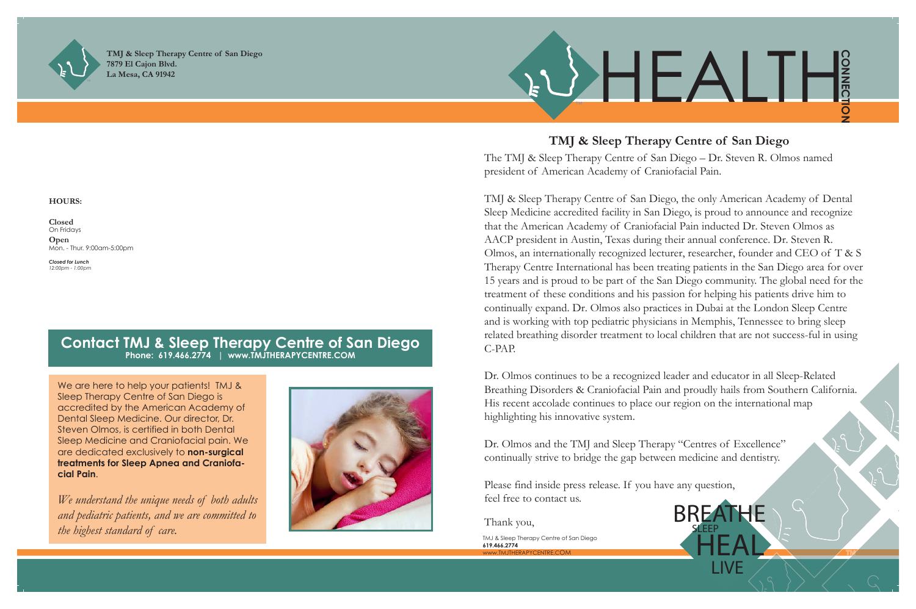**TMJ & Sleep Therapy Centre of San Diego**
**7879 El Cajon Blvd.**
**La Mesa, CA 91942**

**HOURS:**

**Closed**
On Fridays

**Open**
Mon. - Thur. 9:00am-5:00pm

***Closed for Lunch***
*12:00pm - 1:00pm*

## Contact TMJ & Sleep Therapy Centre of San Diego

**Phone: 619.466.2774 | www.TMJTHERAPYCENTRE.COM**

We are here to help your patients! TMJ & Sleep Therapy Centre of San Diego is accredited by the American Academy of Dental Sleep Medicine. Our director, Dr. Steven Olmos, is certified in both Dental Sleep Medicine and Craniofacial pain. We are dedicated exclusively to **non-surgical treatments for Sleep Apnea and Craniofacial Pain**.

*We understand the unique needs of both adults and pediatric patients, and we are committed to the highest standard of care.*

# HEALTH CONNECTION

## TMJ & Sleep Therapy Centre of San Diego

The TMJ & Sleep Therapy Centre of San Diego – Dr. Steven R. Olmos named president of American Academy of Craniofacial Pain.

TMJ & Sleep Therapy Centre of San Diego, the only American Academy of Dental Sleep Medicine accredited facility in San Diego, is proud to announce and recognize that the American Academy of Craniofacial Pain inducted Dr. Steven Olmos as AACP president in Austin, Texas during their annual conference. Dr. Steven R. Olmos, an internationally recognized lecturer, researcher, founder and CEO of T & S Therapy Centre International has been treating patients in the San Diego area for over 15 years and is proud to be part of the San Diego community. The global need for the treatment of these conditions and his passion for helping his patients drive him to continually expand. Dr. Olmos also practices in Dubai at the London Sleep Centre and is working with top pediatric physicians in Memphis, Tennessee to bring sleep related breathing disorder treatment to local children that are not success-ful in using C-PAP.

Dr. Olmos continues to be a recognized leader and educator in all Sleep-Related Breathing Disorders & Craniofacial Pain and proudly hails from Southern California. His recent accolade continues to place our region on the international map highlighting his innovative system.

Dr. Olmos and the TMJ and Sleep Therapy "Centres of Excellence" continually strive to bridge the gap between medicine and dentistry.

Please find inside press release. If you have any question, feel free to contact us.

Thank you,

TMJ & Sleep Therapy Centre of San Diego
**619.466.2774**
www.TMJTHERAPYCENTRE.COM

BREATHE SLEEP HEAL LIVE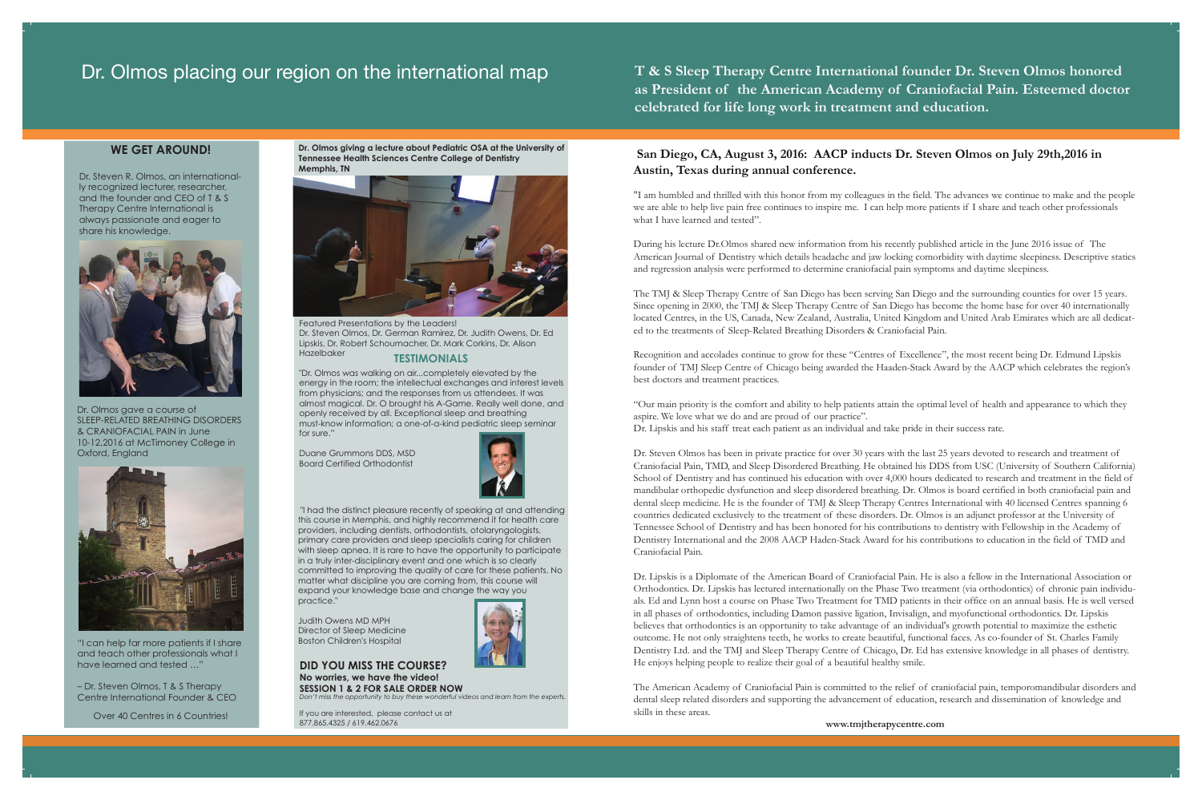# Dr. Olmos placing our region on the international map

## WE GET AROUND!

Dr. Steven R. Olmos, an internationally recognized lecturer, researcher, and the founder and CEO of T & S Therapy Centre International is always passionate and eager to share his knowledge.

Dr. Olmos gave a course of SLEEP-RELATED BREATHING DISORDERS & CRANIOFACIAL PAIN in June 10-12,2016 at McTimoney College in Oxford, England

"I can help far more patients if I share and teach other professionals what I have learned and tested …"

– Dr. Steven Olmos, T & S Therapy Centre International Founder & CEO

Over 40 Centres in 6 Countries!

**Dr. Olmos giving a lecture about Pediatric OSA at the University of Tennessee Health Sciences Centre College of Dentistry Memphis, TN**

Featured Presentations by the Leaders!
Dr. Steven Olmos, Dr. German Ramirez, Dr. Judith Owens, Dr. Ed Lipskis, Dr. Robert Schoumacher, Dr. Mark Corkins, Dr. Alison Hazelbaker

### TESTIMONIALS

"Dr. Olmos was walking on air...completely elevated by the energy in the room; the intellectual exchanges and interest levels from physicians; and the responses from us attendees. It was almost magical. Dr. O brought his A-Game. Really well done, and openly received by all. Exceptional sleep and breathing must-know information; a one-of-a-kind pediatric sleep seminar for sure."

Duane Grummons DDS, MSD
Board Certified Orthodontist

"I had the distinct pleasure recently of speaking at and attending this course in Memphis, and highly recommend it for health care providers, including dentists, orthodontists, otolaryngologists, primary care providers and sleep specialists caring for children with sleep apnea. It is rare to have the opportunity to participate in a truly inter-disciplinary event and one which is so clearly committed to improving the quality of care for these patients. No matter what discipline you are coming from, this course will expand your knowledge base and change the way you practice."

Judith Owens MD MPH
Director of Sleep Medicine
Boston Children's Hospital

### DID YOU MISS THE COURSE?

**No worries, we have the video!**
**SESSION 1 & 2 FOR SALE ORDER NOW**
*Don't miss the opportunity to buy these wonderful videos and learn from the experts.*

If you are interested, please contact us at
877.865.4325 / 619.462.0676

# T & S Sleep Therapy Centre International founder Dr. Steven Olmos honored as President of the American Academy of Craniofacial Pain. Esteemed doctor celebrated for life long work in treatment and education.

## San Diego, CA, August 3, 2016: AACP inducts Dr. Steven Olmos on July 29th,2016 in Austin, Texas during annual conference.

"I am humbled and thrilled with this honor from my colleagues in the field. The advances we continue to make and the people we are able to help live pain free continues to inspire me. I can help more patients if I share and teach other professionals what I have learned and tested".

During his lecture Dr.Olmos shared new information from his recently published article in the June 2016 issue of The American Journal of Dentistry which details headache and jaw locking comorbidity with daytime sleepiness. Descriptive statics and regression analysis were performed to determine craniofacial pain symptoms and daytime sleepiness.

The TMJ & Sleep Therapy Centre of San Diego has been serving San Diego and the surrounding counties for over 15 years. Since opening in 2000, the TMJ & Sleep Therapy Centre of San Diego has become the home base for over 40 internationally located Centres, in the US, Canada, New Zealand, Australia, United Kingdom and United Arab Emirates which are all dedicated to the treatments of Sleep-Related Breathing Disorders & Craniofacial Pain.

Recognition and accolades continue to grow for these "Centres of Excellence", the most recent being Dr. Edmund Lipskis founder of TMJ Sleep Centre of Chicago being awarded the Haaden-Stack Award by the AACP which celebrates the region's best doctors and treatment practices.

"Our main priority is the comfort and ability to help patients attain the optimal level of health and appearance to which they aspire. We love what we do and are proud of our practice".
Dr. Lipskis and his staff treat each patient as an individual and take pride in their success rate.

Dr. Steven Olmos has been in private practice for over 30 years with the last 25 years devoted to research and treatment of Craniofacial Pain, TMD, and Sleep Disordered Breathing. He obtained his DDS from USC (University of Southern California) School of Dentistry and has continued his education with over 4,000 hours dedicated to research and treatment in the field of mandibular orthopedic dysfunction and sleep disordered breathing. Dr. Olmos is board certified in both craniofacial pain and dental sleep medicine. He is the founder of TMJ & Sleep Therapy Centres International with 40 licensed Centres spanning 6 countries dedicated exclusively to the treatment of these disorders. Dr. Olmos is an adjunct professor at the University of Tennessee School of Dentistry and has been honored for his contributions to dentistry with Fellowship in the Academy of Dentistry International and the 2008 AACP Haden-Stack Award for his contributions to education in the field of TMD and Craniofacial Pain.

Dr. Lipskis is a Diplomate of the American Board of Craniofacial Pain. He is also a fellow in the International Association or Orthodontics. Dr. Lipskis has lectured internationally on the Phase Two treatment (via orthodontics) of chronic pain individuals. Ed and Lynn host a course on Phase Two Treatment for TMD patients in their office on an annual basis. He is well versed in all phases of orthodontics, including Damon passive ligation, Invisalign, and myofunctional orthodontics. Dr. Lipskis believes that orthodontics is an opportunity to take advantage of an individual's growth potential to maximize the esthetic outcome. He not only straightens teeth, he works to create beautiful, functional faces. As co-founder of St. Charles Family Dentistry Ltd. and the TMJ and Sleep Therapy Centre of Chicago, Dr. Ed has extensive knowledge in all phases of dentistry. He enjoys helping people to realize their goal of a beautiful healthy smile.

The American Academy of Craniofacial Pain is committed to the relief of craniofacial pain, temporomandibular disorders and dental sleep related disorders and supporting the advancement of education, research and dissemination of knowledge and skills in these areas.

**www.tmjtherapycentre.com**